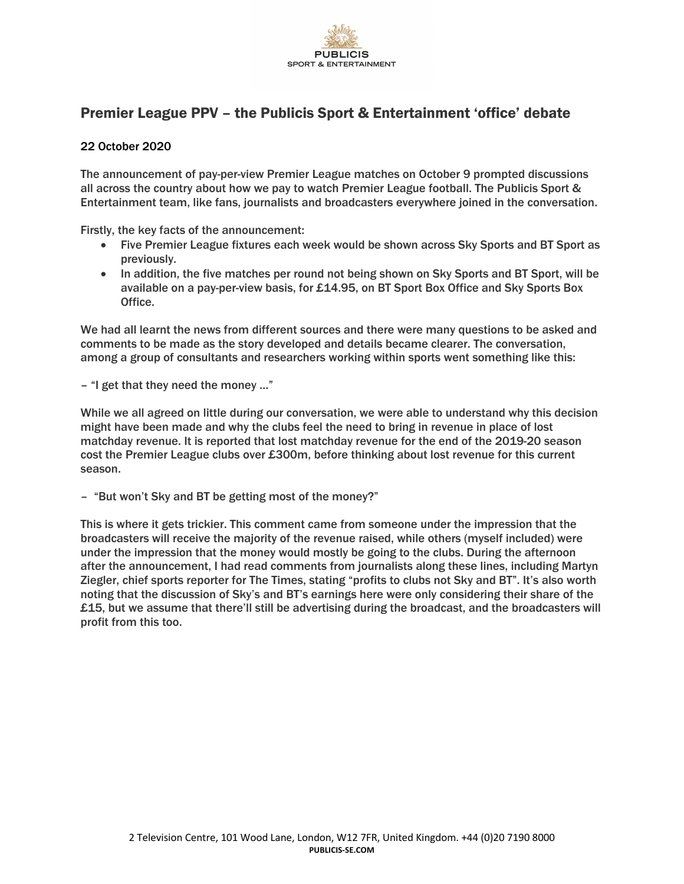# Premier League PPV – the Publicis Sport & Entertainment 'office' debate

22 October 2020

The announcement of pay-per-view Premier League matches on October 9 prompted discussions all across the country about how we pay to watch Premier League football. The Publicis Sport & Entertainment team, like fans, journalists and broadcasters everywhere joined in the conversation.

Firstly, the key facts of the announcement:

- Five Premier League fixtures each week would be shown across Sky Sports and BT Sport as previously.
- In addition, the five matches per round not being shown on Sky Sports and BT Sport, will be available on a pay-per-view basis, for £14.95, on BT Sport Box Office and Sky Sports Box Office.

We had all learnt the news from different sources and there were many questions to be asked and comments to be made as the story developed and details became clearer. The conversation, among a group of consultants and researchers working within sports went something like this:

– "I get that they need the money …"

While we all agreed on little during our conversation, we were able to understand why this decision might have been made and why the clubs feel the need to bring in revenue in place of lost matchday revenue. It is reported that lost matchday revenue for the end of the 2019-20 season cost the Premier League clubs over £300m, before thinking about lost revenue for this current season.

– "But won't Sky and BT be getting most of the money?"

This is where it gets trickier. This comment came from someone under the impression that the broadcasters will receive the majority of the revenue raised, while others (myself included) were under the impression that the money would mostly be going to the clubs. During the afternoon after the announcement, I had read comments from journalists along these lines, including Martyn Ziegler, chief sports reporter for The Times, stating "profits to clubs not Sky and BT". It's also worth noting that the discussion of Sky's and BT's earnings here were only considering their share of the £15, but we assume that there'll still be advertising during the broadcast, and the broadcasters will profit from this too.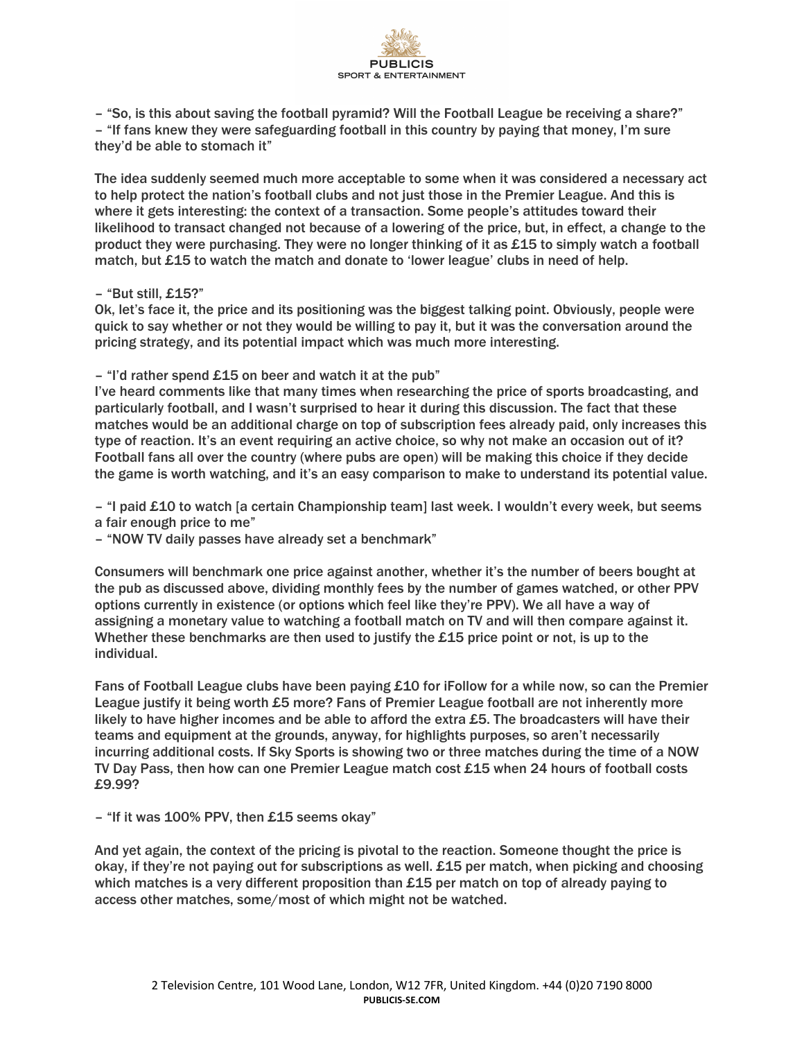– “So, is this about saving the football pyramid? Will the Football League be receiving a share?”
– “If fans knew they were safeguarding football in this country by paying that money, I’m sure they’d be able to stomach it”

The idea suddenly seemed much more acceptable to some when it was considered a necessary act to help protect the nation’s football clubs and not just those in the Premier League. And this is where it gets interesting: the context of a transaction. Some people’s attitudes toward their likelihood to transact changed not because of a lowering of the price, but, in effect, a change to the product they were purchasing. They were no longer thinking of it as £15 to simply watch a football match, but £15 to watch the match and donate to ‘lower league’ clubs in need of help.

– “But still, £15?”
Ok, let’s face it, the price and its positioning was the biggest talking point. Obviously, people were quick to say whether or not they would be willing to pay it, but it was the conversation around the pricing strategy, and its potential impact which was much more interesting.

– “I’d rather spend £15 on beer and watch it at the pub”
I’ve heard comments like that many times when researching the price of sports broadcasting, and particularly football, and I wasn’t surprised to hear it during this discussion. The fact that these matches would be an additional charge on top of subscription fees already paid, only increases this type of reaction. It’s an event requiring an active choice, so why not make an occasion out of it? Football fans all over the country (where pubs are open) will be making this choice if they decide the game is worth watching, and it’s an easy comparison to make to understand its potential value.

– “I paid £10 to watch [a certain Championship team] last week. I wouldn’t every week, but seems a fair enough price to me”
– “NOW TV daily passes have already set a benchmark”

Consumers will benchmark one price against another, whether it’s the number of beers bought at the pub as discussed above, dividing monthly fees by the number of games watched, or other PPV options currently in existence (or options which feel like they’re PPV). We all have a way of assigning a monetary value to watching a football match on TV and will then compare against it. Whether these benchmarks are then used to justify the £15 price point or not, is up to the individual.

Fans of Football League clubs have been paying £10 for iFollow for a while now, so can the Premier League justify it being worth £5 more? Fans of Premier League football are not inherently more likely to have higher incomes and be able to afford the extra £5. The broadcasters will have their teams and equipment at the grounds, anyway, for highlights purposes, so aren’t necessarily incurring additional costs. If Sky Sports is showing two or three matches during the time of a NOW TV Day Pass, then how can one Premier League match cost £15 when 24 hours of football costs £9.99?

– “If it was 100% PPV, then £15 seems okay”

And yet again, the context of the pricing is pivotal to the reaction. Someone thought the price is okay, if they’re not paying out for subscriptions as well. £15 per match, when picking and choosing which matches is a very different proposition than £15 per match on top of already paying to access other matches, some/most of which might not be watched.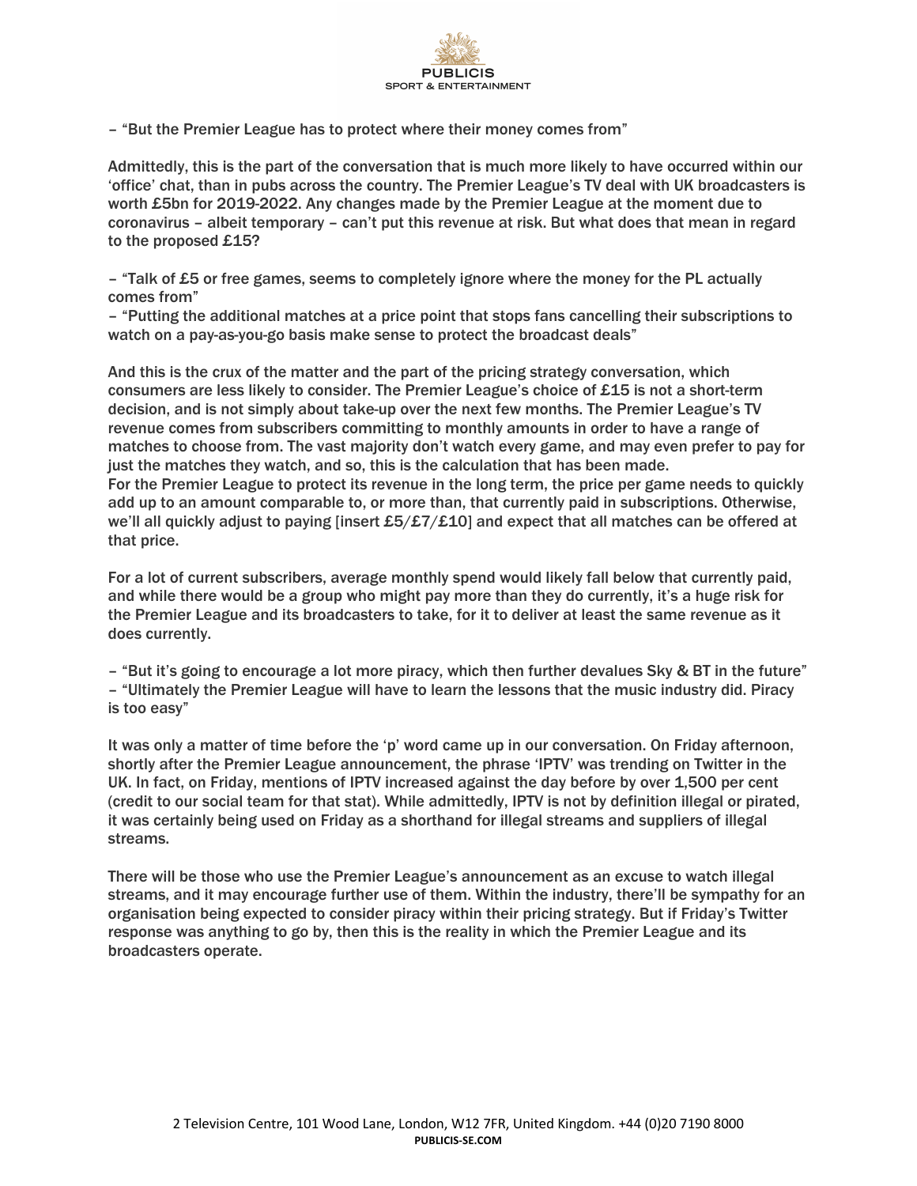– "But the Premier League has to protect where their money comes from"

Admittedly, this is the part of the conversation that is much more likely to have occurred within our 'office' chat, than in pubs across the country. The Premier League's TV deal with UK broadcasters is worth £5bn for 2019-2022. Any changes made by the Premier League at the moment due to coronavirus – albeit temporary – can't put this revenue at risk. But what does that mean in regard to the proposed £15?

– "Talk of £5 or free games, seems to completely ignore where the money for the PL actually comes from"
– "Putting the additional matches at a price point that stops fans cancelling their subscriptions to watch on a pay-as-you-go basis make sense to protect the broadcast deals"

And this is the crux of the matter and the part of the pricing strategy conversation, which consumers are less likely to consider. The Premier League's choice of £15 is not a short-term decision, and is not simply about take-up over the next few months. The Premier League's TV revenue comes from subscribers committing to monthly amounts in order to have a range of matches to choose from. The vast majority don't watch every game, and may even prefer to pay for just the matches they watch, and so, this is the calculation that has been made.
For the Premier League to protect its revenue in the long term, the price per game needs to quickly add up to an amount comparable to, or more than, that currently paid in subscriptions. Otherwise, we'll all quickly adjust to paying [insert £5/£7/£10] and expect that all matches can be offered at that price.

For a lot of current subscribers, average monthly spend would likely fall below that currently paid, and while there would be a group who might pay more than they do currently, it's a huge risk for the Premier League and its broadcasters to take, for it to deliver at least the same revenue as it does currently.

– "But it's going to encourage a lot more piracy, which then further devalues Sky & BT in the future"
– "Ultimately the Premier League will have to learn the lessons that the music industry did. Piracy is too easy"

It was only a matter of time before the 'p' word came up in our conversation. On Friday afternoon, shortly after the Premier League announcement, the phrase 'IPTV' was trending on Twitter in the UK. In fact, on Friday, mentions of IPTV increased against the day before by over 1,500 per cent (credit to our social team for that stat). While admittedly, IPTV is not by definition illegal or pirated, it was certainly being used on Friday as a shorthand for illegal streams and suppliers of illegal streams.

There will be those who use the Premier League's announcement as an excuse to watch illegal streams, and it may encourage further use of them. Within the industry, there'll be sympathy for an organisation being expected to consider piracy within their pricing strategy. But if Friday's Twitter response was anything to go by, then this is the reality in which the Premier League and its broadcasters operate.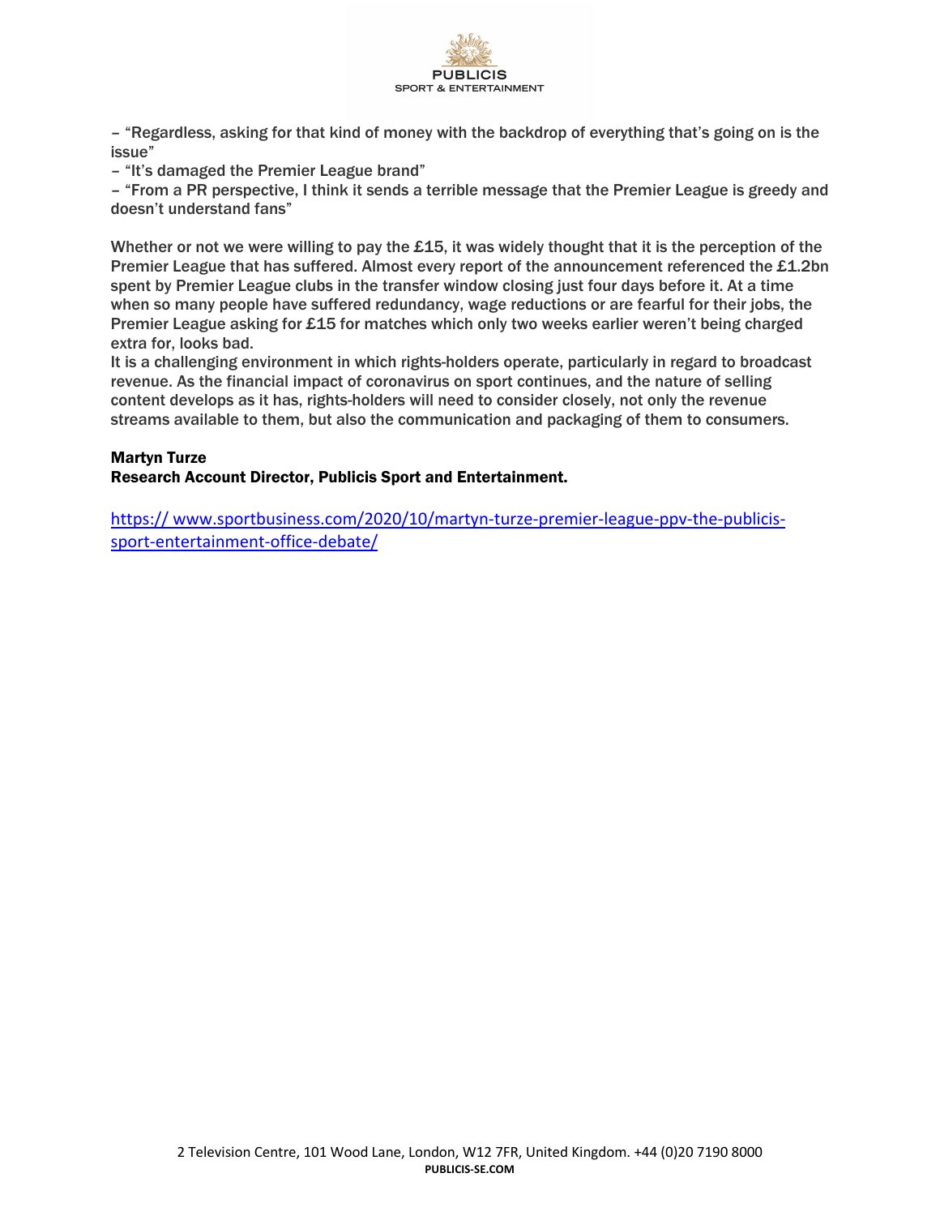– “Regardless, asking for that kind of money with the backdrop of everything that’s going on is the issue”

– “It’s damaged the Premier League brand”

– “From a PR perspective, I think it sends a terrible message that the Premier League is greedy and doesn’t understand fans”

Whether or not we were willing to pay the £15, it was widely thought that it is the perception of the Premier League that has suffered. Almost every report of the announcement referenced the £1.2bn spent by Premier League clubs in the transfer window closing just four days before it. At a time when so many people have suffered redundancy, wage reductions or are fearful for their jobs, the Premier League asking for £15 for matches which only two weeks earlier weren’t being charged extra for, looks bad.

It is a challenging environment in which rights-holders operate, particularly in regard to broadcast revenue. As the financial impact of coronavirus on sport continues, and the nature of selling content develops as it has, rights-holders will need to consider closely, not only the revenue streams available to them, but also the communication and packaging of them to consumers.

**Martyn Turze**
**Research Account Director, Publicis Sport and Entertainment.**

https:// www.sportbusiness.com/2020/10/martyn-turze-premier-league-ppv-the-publicis-sport-entertainment-office-debate/